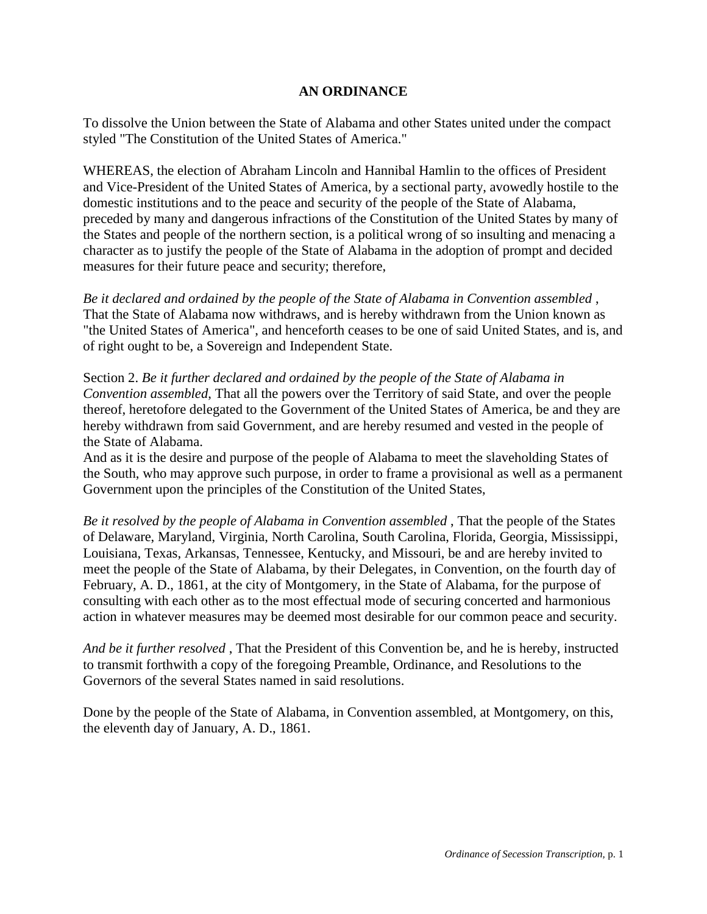# AN ORDINANCE

To dissolve the Union between the State of Alabama and other States united under the compact styled "The Constitution of the United States of America."

WHEREAS, the election of Abraham Lincoln and Hannibal Hamlin to the offices of President and Vice-President of the United States of America, by a sectional party, avowedly hostile to the domestic institutions and to the peace and security of the people of the State of Alabama, preceded by many and dangerous infractions of the Constitution of the United States by many of the States and people of the northern section, is a political wrong of so insulting and menacing a character as to justify the people of the State of Alabama in the adoption of prompt and decided measures for their future peace and security; therefore,

*Be it declared and ordained by the people of the State of Alabama in Convention assembled* , That the State of Alabama now withdraws, and is hereby withdrawn from the Union known as "the United States of America", and henceforth ceases to be one of said United States, and is, and of right ought to be, a Sovereign and Independent State.

Section 2. *Be it further declared and ordained by the people of the State of Alabama in Convention assembled*, That all the powers over the Territory of said State, and over the people thereof, heretofore delegated to the Government of the United States of America, be and they are hereby withdrawn from said Government, and are hereby resumed and vested in the people of the State of Alabama.

And as it is the desire and purpose of the people of Alabama to meet the slaveholding States of the South, who may approve such purpose, in order to frame a provisional as well as a permanent Government upon the principles of the Constitution of the United States,

*Be it resolved by the people of Alabama in Convention assembled* , That the people of the States of Delaware, Maryland, Virginia, North Carolina, South Carolina, Florida, Georgia, Mississippi, Louisiana, Texas, Arkansas, Tennessee, Kentucky, and Missouri, be and are hereby invited to meet the people of the State of Alabama, by their Delegates, in Convention, on the fourth day of February, A. D., 1861, at the city of Montgomery, in the State of Alabama, for the purpose of consulting with each other as to the most effectual mode of securing concerted and harmonious action in whatever measures may be deemed most desirable for our common peace and security.

*And be it further resolved* , That the President of this Convention be, and he is hereby, instructed to transmit forthwith a copy of the foregoing Preamble, Ordinance, and Resolutions to the Governors of the several States named in said resolutions.

Done by the people of the State of Alabama, in Convention assembled, at Montgomery, on this, the eleventh day of January, A. D., 1861.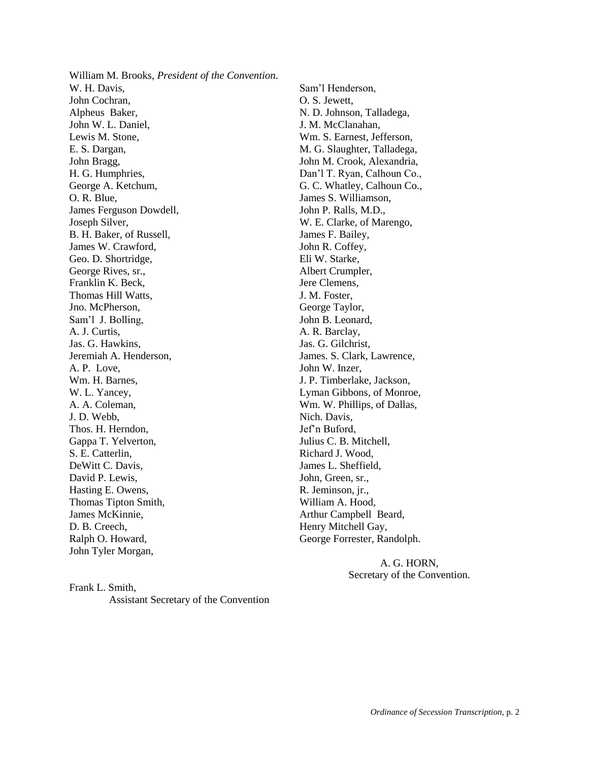William M. Brooks, *President of the Convention.*

W. H. Davis,
John Cochran,
Alpheus Baker,
John W. L. Daniel,
Lewis M. Stone,
E. S. Dargan,
John Bragg,
H. G. Humphries,
George A. Ketchum,
O. R. Blue,
James Ferguson Dowdell,
Joseph Silver,
B. H. Baker, of Russell,
James W. Crawford,
Geo. D. Shortridge,
George Rives, sr.,
Franklin K. Beck,
Thomas Hill Watts,
Jno. McPherson,
Sam'l J. Bolling,
A. J. Curtis,
Jas. G. Hawkins,
Jeremiah A. Henderson,
A. P. Love,
Wm. H. Barnes,
W. L. Yancey,
A. A. Coleman,
J. D. Webb,
Thos. H. Herndon,
Gappa T. Yelverton,
S. E. Catterlin,
DeWitt C. Davis,
David P. Lewis,
Hasting E. Owens,
Thomas Tipton Smith,
James McKinnie,
D. B. Creech,
Ralph O. Howard,
John Tyler Morgan,

Sam'l Henderson,
O. S. Jewett,
N. D. Johnson, Talladega,
J. M. McClanahan,
Wm. S. Earnest, Jefferson,
M. G. Slaughter, Talladega,
John M. Crook, Alexandria,
Dan'l T. Ryan, Calhoun Co.,
G. C. Whatley, Calhoun Co.,
James S. Williamson,
John P. Ralls, M.D.,
W. E. Clarke, of Marengo,
James F. Bailey,
John R. Coffey,
Eli W. Starke,
Albert Crumpler,
Jere Clemens,
J. M. Foster,
George Taylor,
John B. Leonard,
A. R. Barclay,
Jas. G. Gilchrist,
James. S. Clark, Lawrence,
John W. Inzer,
J. P. Timberlake, Jackson,
Lyman Gibbons, of Monroe,
Wm. W. Phillips, of Dallas,
Nich. Davis,
Jef'n Buford,
Julius C. B. Mitchell,
Richard J. Wood,
James L. Sheffield,
John, Green, sr.,
R. Jeminson, jr.,
William A. Hood,
Arthur Campbell Beard,
Henry Mitchell Gay,
George Forrester, Randolph.

A. G. HORN,
Secretary of the Convention.

Frank L. Smith,
Assistant Secretary of the Convention